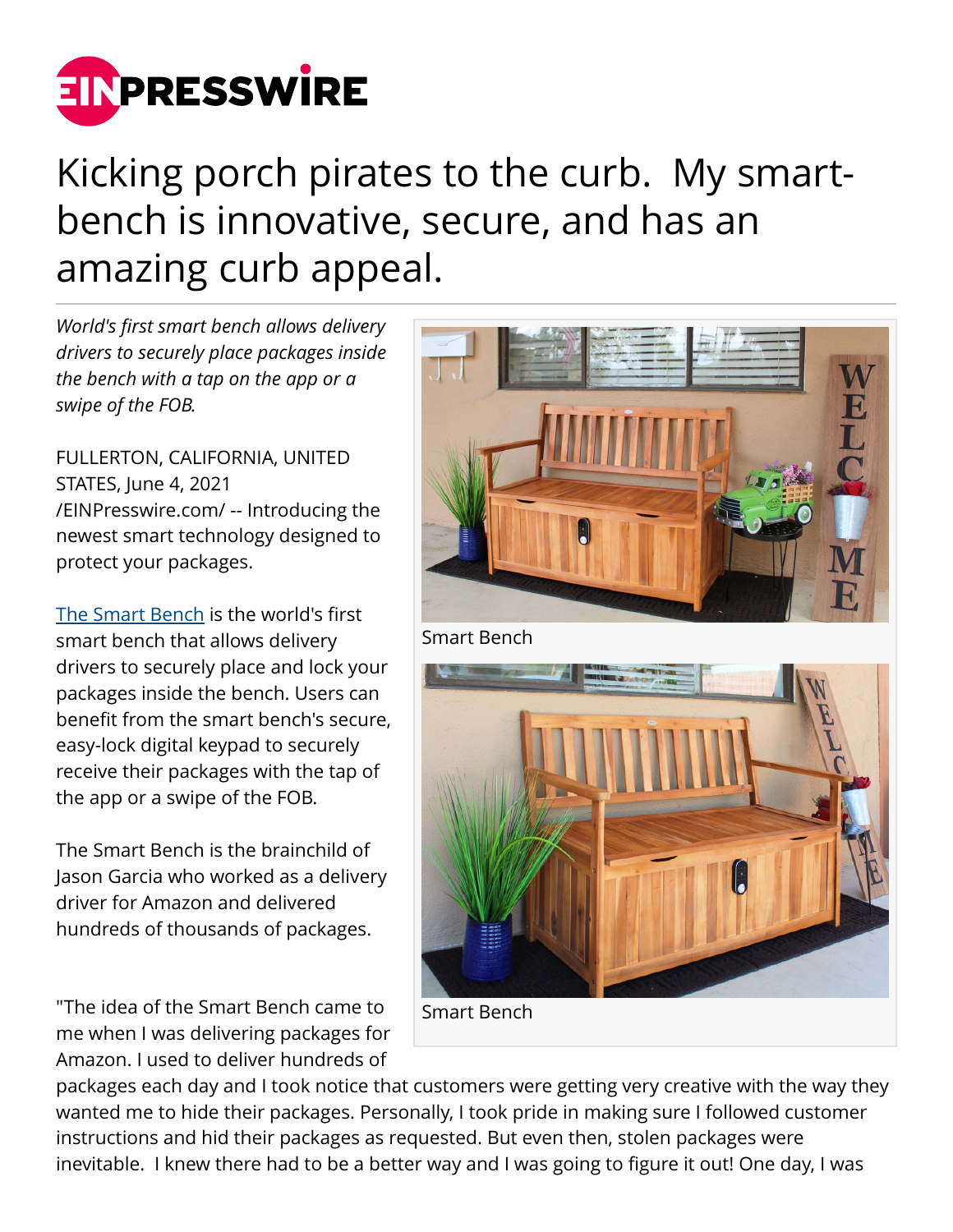# Kicking porch pirates to the curb. My smart-bench is innovative, secure, and has an amazing curb appeal.

*World's first smart bench allows delivery drivers to securely place packages inside the bench with a tap on the app or a swipe of the FOB.*

FULLERTON, CALIFORNIA, UNITED STATES, June 4, 2021 /EINPresswire.com/ -- Introducing the newest smart technology designed to protect your packages.

Smart Bench

Smart Bench

The Smart Bench is the world's first smart bench that allows delivery drivers to securely place and lock your packages inside the bench. Users can benefit from the smart bench's secure, easy-lock digital keypad to securely receive their packages with the tap of the app or a swipe of the FOB.

The Smart Bench is the brainchild of Jason Garcia who worked as a delivery driver for Amazon and delivered hundreds of thousands of packages.

"The idea of the Smart Bench came to me when I was delivering packages for Amazon. I used to deliver hundreds of packages each day and I took notice that customers were getting very creative with the way they wanted me to hide their packages. Personally, I took pride in making sure I followed customer instructions and hid their packages as requested. But even then, stolen packages were inevitable. I knew there had to be a better way and I was going to figure it out! One day, I was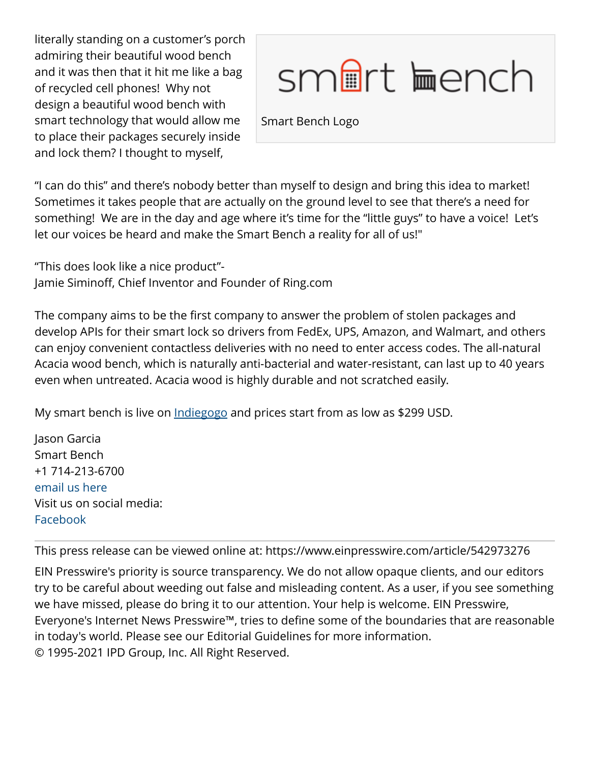literally standing on a customer's porch admiring their beautiful wood bench and it was then that it hit me like a bag of recycled cell phones! Why not design a beautiful wood bench with smart technology that would allow me to place their packages securely inside and lock them? I thought to myself, "I can do this" and there's nobody better than myself to design and bring this idea to market! Sometimes it takes people that are actually on the ground level to see that there's a need for something! We are in the day and age where it's time for the "little guys" to have a voice! Let's let our voices be heard and make the Smart Bench a reality for all of us!"

smart bench

Smart Bench Logo

"This does look like a nice product"-
Jamie Siminoff, Chief Inventor and Founder of Ring.com

The company aims to be the first company to answer the problem of stolen packages and develop APIs for their smart lock so drivers from FedEx, UPS, Amazon, and Walmart, and others can enjoy convenient contactless deliveries with no need to enter access codes. The all-natural Acacia wood bench, which is naturally anti-bacterial and water-resistant, can last up to 40 years even when untreated. Acacia wood is highly durable and not scratched easily.

My smart bench is live on Indiegogo and prices start from as low as $299 USD.

Jason Garcia
Smart Bench
+1 714-213-6700
email us here
Visit us on social media:
Facebook

---

This press release can be viewed online at: https://www.einpresswire.com/article/542973276

EIN Presswire's priority is source transparency. We do not allow opaque clients, and our editors try to be careful about weeding out false and misleading content. As a user, if you see something we have missed, please do bring it to our attention. Your help is welcome. EIN Presswire, Everyone's Internet News Presswire™, tries to define some of the boundaries that are reasonable in today's world. Please see our Editorial Guidelines for more information.
© 1995-2021 IPD Group, Inc. All Right Reserved.